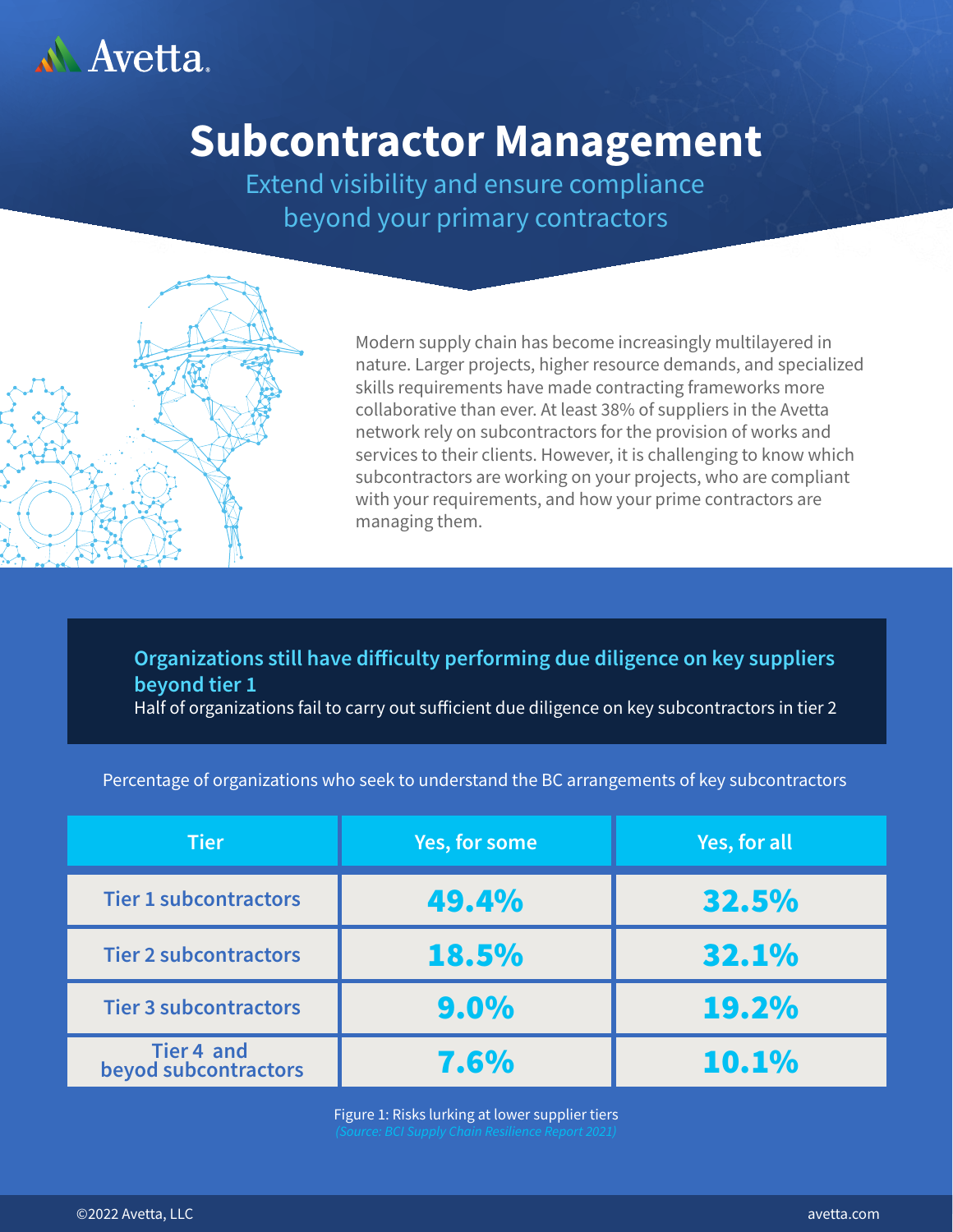Avetta

# Subcontractor Management

## Extend visibility and ensure compliance beyond your primary contractors

Modern supply chain has become increasingly multilayered in nature. Larger projects, higher resource demands, and specialized skills requirements have made contracting frameworks more collaborative than ever. At least 38% of suppliers in the Avetta network rely on subcontractors for the provision of works and services to their clients. However, it is challenging to know which subcontractors are working on your projects, who are compliant with your requirements, and how your prime contractors are managing them.

**Organizations still have difficulty performing due diligence on key suppliers beyond tier 1**

Half of organizations fail to carry out sufficient due diligence on key subcontractors in tier 2

Percentage of organizations who seek to understand the BC arrangements of key subcontractors

| Tier | Yes, for some | Yes, for all |
|---|---|---|
| Tier 1 subcontractors | 49.4% | 32.5% |
| Tier 2 subcontractors | 18.5% | 32.1% |
| Tier 3 subcontractors | 9.0% | 19.2% |
| Tier 4 and beyod subcontractors | 7.6% | 10.1% |

Figure 1: Risks lurking at lower supplier tiers

*(Source: BCI Supply Chain Resilience Report 2021)*

©2022 Avetta, LLC

avetta.com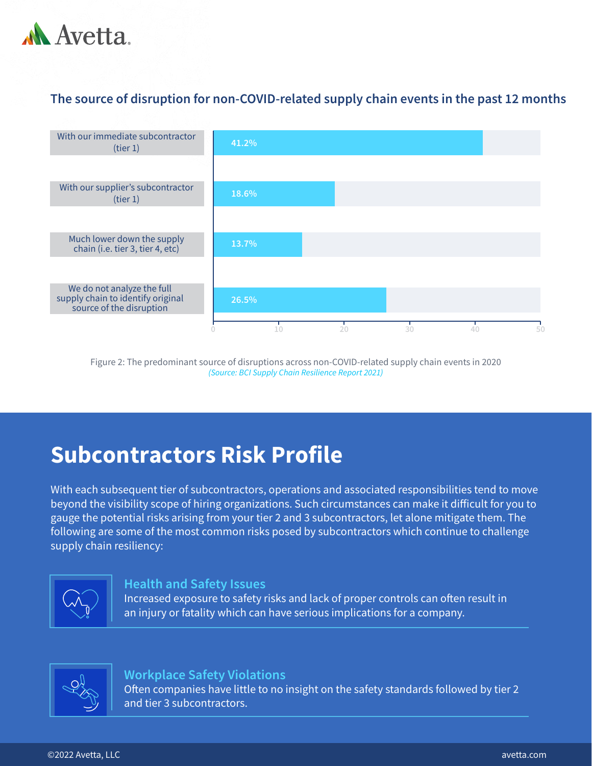### The source of disruption for non-COVID-related supply chain events in the past 12 months

| Source | Percentage |
| --- | --- |
| With our immediate subcontractor (tier 1) | 41.2% |
| With our supplier's subcontractor (tier 1) | 18.6% |
| Much lower down the supply chain (i.e. tier 3, tier 4, etc) | 13.7% |
| We do not analyze the full supply chain to identify original source of the disruption | 26.5% |

Figure 2: The predominant source of disruptions across non-COVID-related supply chain events in 2020
*(Source: BCI Supply Chain Resilience Report 2021)*

# Subcontractors Risk Profile

With each subsequent tier of subcontractors, operations and associated responsibilities tend to move beyond the visibility scope of hiring organizations. Such circumstances can make it difficult for you to gauge the potential risks arising from your tier 2 and 3 subcontractors, let alone mitigate them. The following are some of the most common risks posed by subcontractors which continue to challenge supply chain resiliency:

### Health and Safety Issues

Increased exposure to safety risks and lack of proper controls can often result in an injury or fatality which can have serious implications for a company.

### Workplace Safety Violations

Often companies have little to no insight on the safety standards followed by tier 2 and tier 3 subcontractors.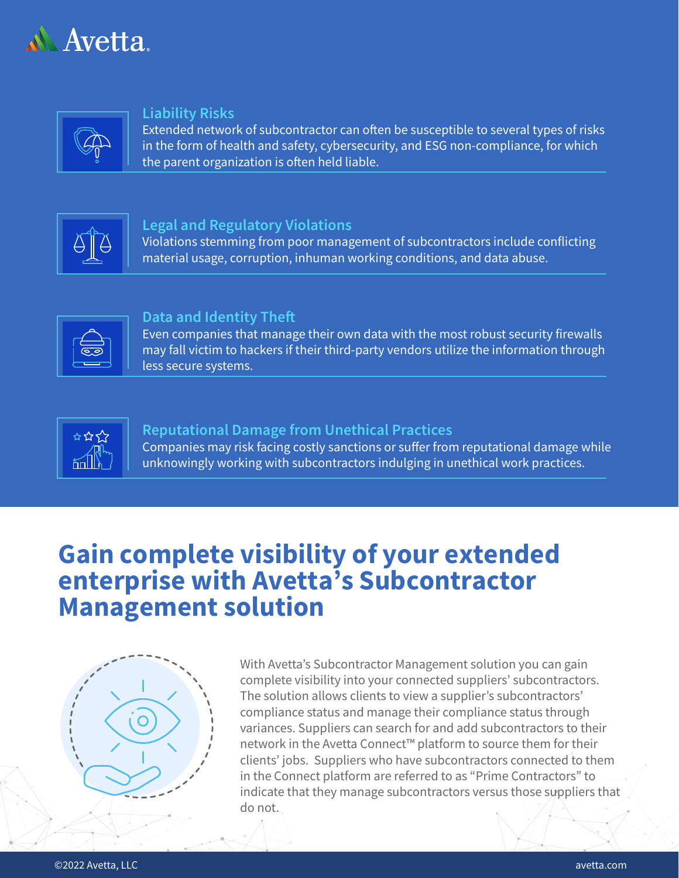### Liability Risks

Extended network of subcontractor can often be susceptible to several types of risks in the form of health and safety, cybersecurity, and ESG non-compliance, for which the parent organization is often held liable.

### Legal and Regulatory Violations

Violations stemming from poor management of subcontractors include conflicting material usage, corruption, inhuman working conditions, and data abuse.

### Data and Identity Theft

Even companies that manage their own data with the most robust security firewalls may fall victim to hackers if their third-party vendors utilize the information through less secure systems.

### Reputational Damage from Unethical Practices

Companies may risk facing costly sanctions or suffer from reputational damage while unknowingly working with subcontractors indulging in unethical work practices.

## Gain complete visibility of your extended enterprise with Avetta's Subcontractor Management solution

With Avetta's Subcontractor Management solution you can gain complete visibility into your connected suppliers' subcontractors. The solution allows clients to view a supplier's subcontractors' compliance status and manage their compliance status through variances. Suppliers can search for and add subcontractors to their network in the Avetta Connect™ platform to source them for their clients' jobs. Suppliers who have subcontractors connected to them in the Connect platform are referred to as "Prime Contractors" to indicate that they manage subcontractors versus those suppliers that do not.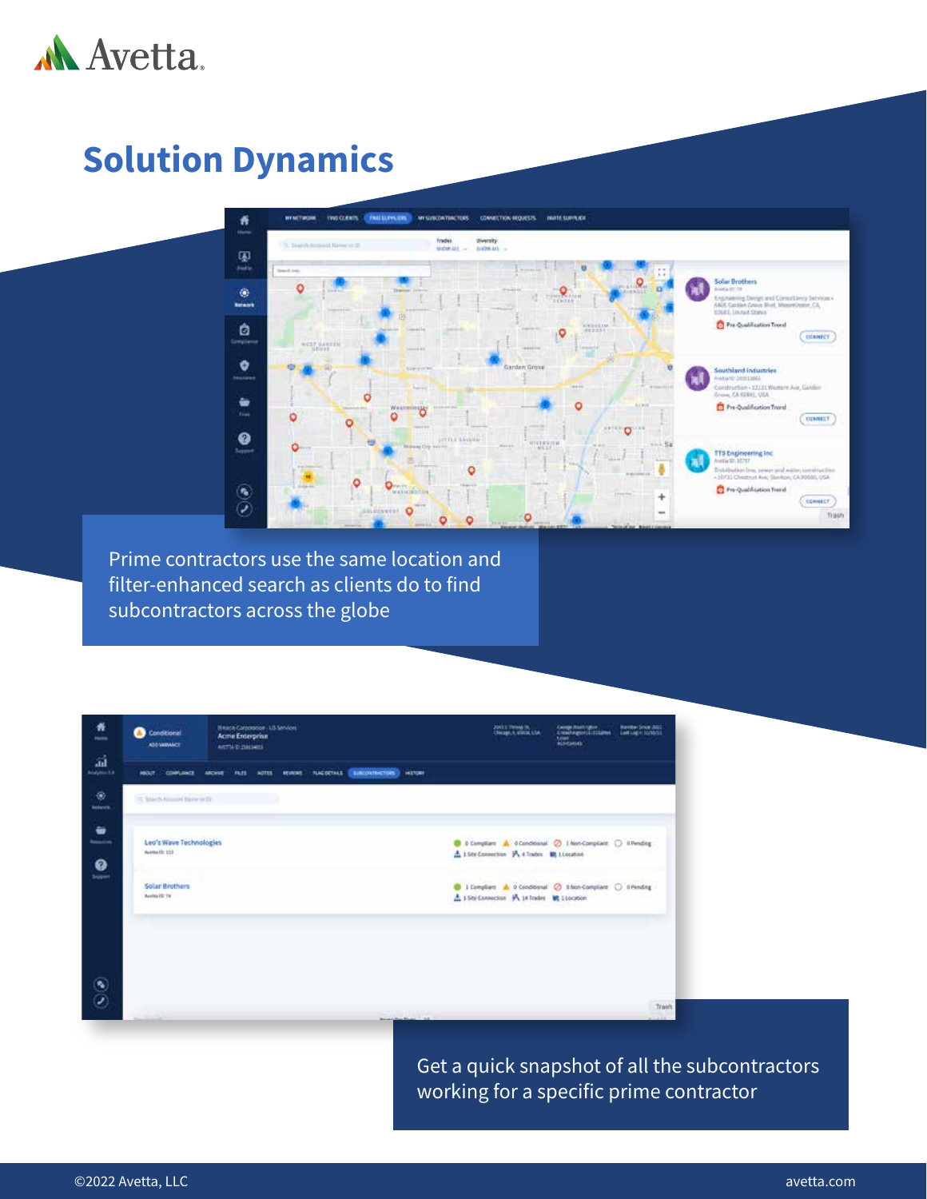# Solution Dynamics

Prime contractors use the same location and filter-enhanced search as clients do to find subcontractors across the globe

Get a quick snapshot of all the subcontractors working for a specific prime contractor

©2022 Avetta, LLC

avetta.com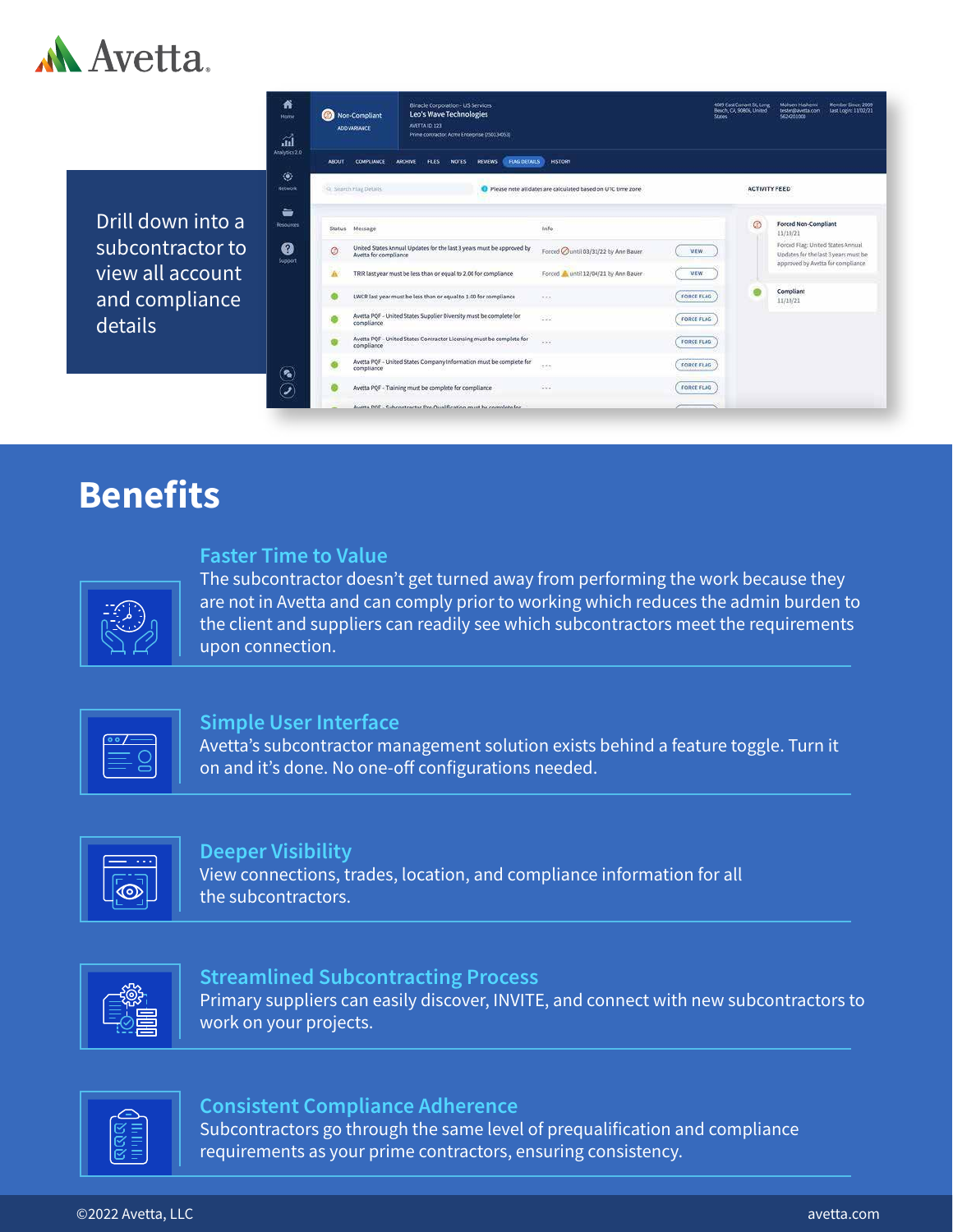Drill down into a subcontractor to view all account and compliance details

# Benefits

### Faster Time to Value

The subcontractor doesn't get turned away from performing the work because they are not in Avetta and can comply prior to working which reduces the admin burden to the client and suppliers can readily see which subcontractors meet the requirements upon connection.

### Simple User Interface

Avetta's subcontractor management solution exists behind a feature toggle. Turn it on and it's done. No one-off configurations needed.

### Deeper Visibility

View connections, trades, location, and compliance information for all the subcontractors.

### Streamlined Subcontracting Process

Primary suppliers can easily discover, INVITE, and connect with new subcontractors to work on your projects.

### Consistent Compliance Adherence

Subcontractors go through the same level of prequalification and compliance requirements as your prime contractors, ensuring consistency.

©2022 Avetta, LLC avetta.com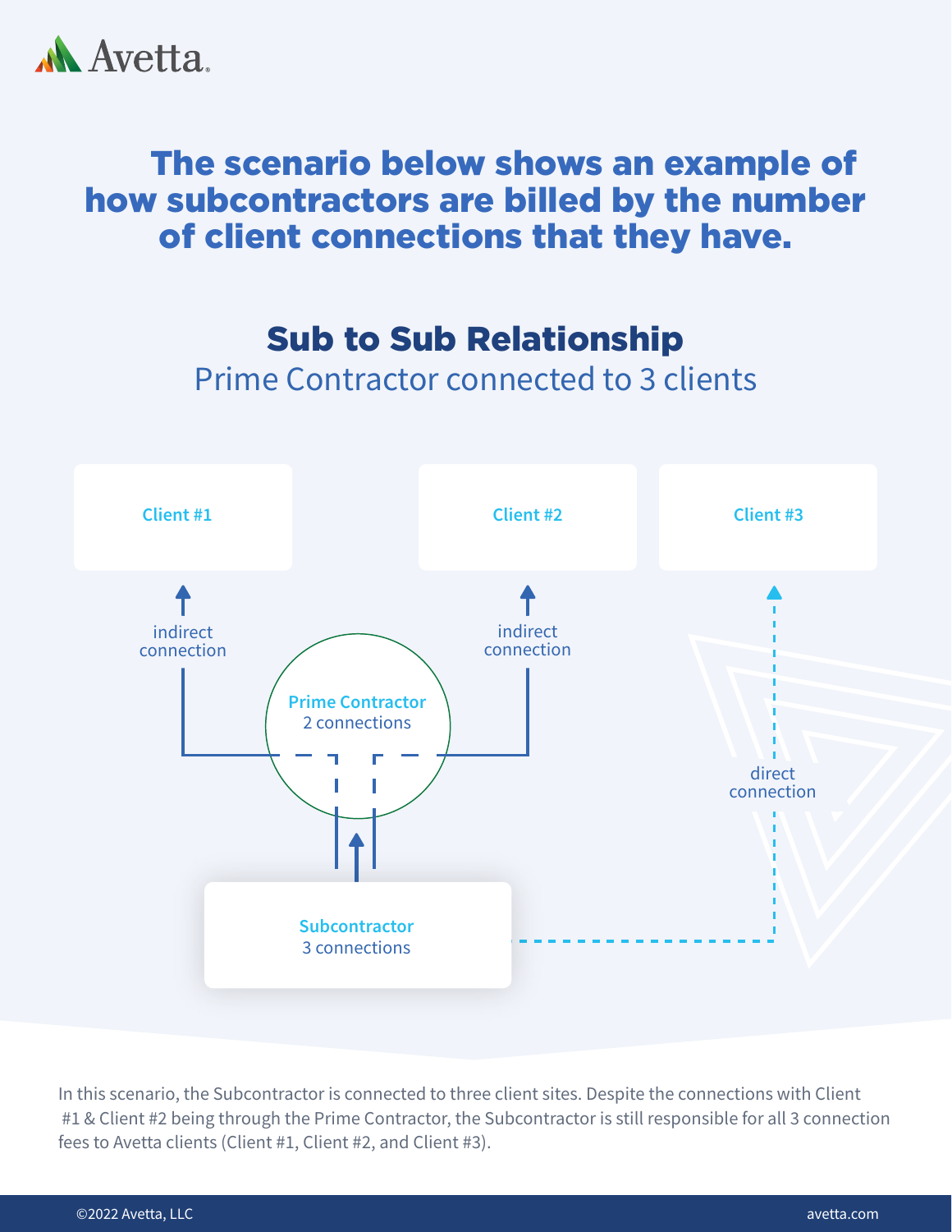# The scenario below shows an example of how subcontractors are billed by the number of client connections that they have.

## Sub to Sub Relationship

Prime Contractor connected to 3 clients

Client #1

Client #2

Client #3

indirect connection

indirect connection

Prime Contractor
2 connections

direct connection

Subcontractor
3 connections

In this scenario, the Subcontractor is connected to three client sites. Despite the connections with Client #1 & Client #2 being through the Prime Contractor, the Subcontractor is still responsible for all 3 connection fees to Avetta clients (Client #1, Client #2, and Client #3).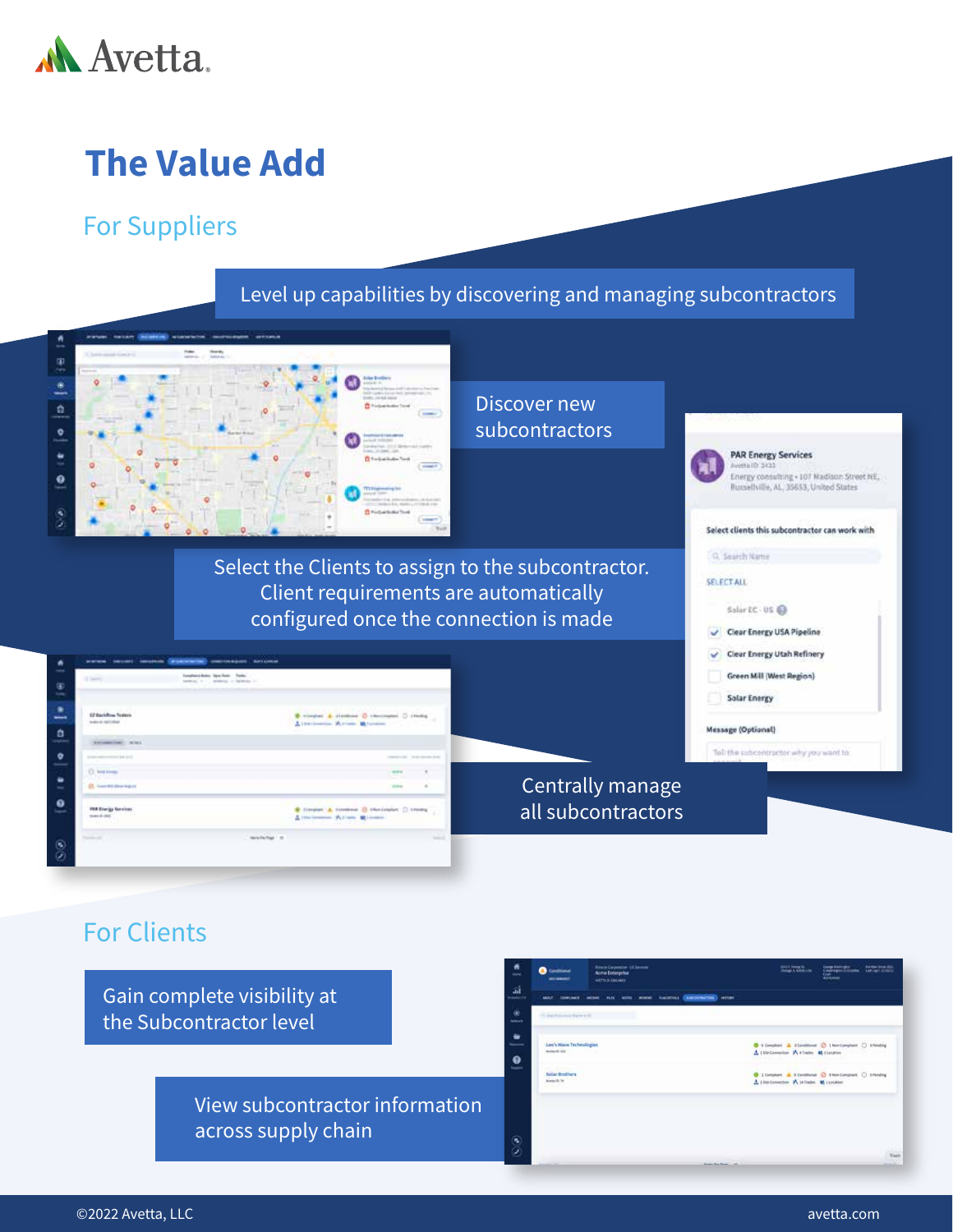# The Value Add

## For Suppliers

Level up capabilities by discovering and managing subcontractors

Discover new subcontractors

Select the Clients to assign to the subcontractor. Client requirements are automatically configured once the connection is made

Centrally manage all subcontractors

## For Clients

Gain complete visibility at the Subcontractor level

View subcontractor information across supply chain

©2022 Avetta, LLC

avetta.com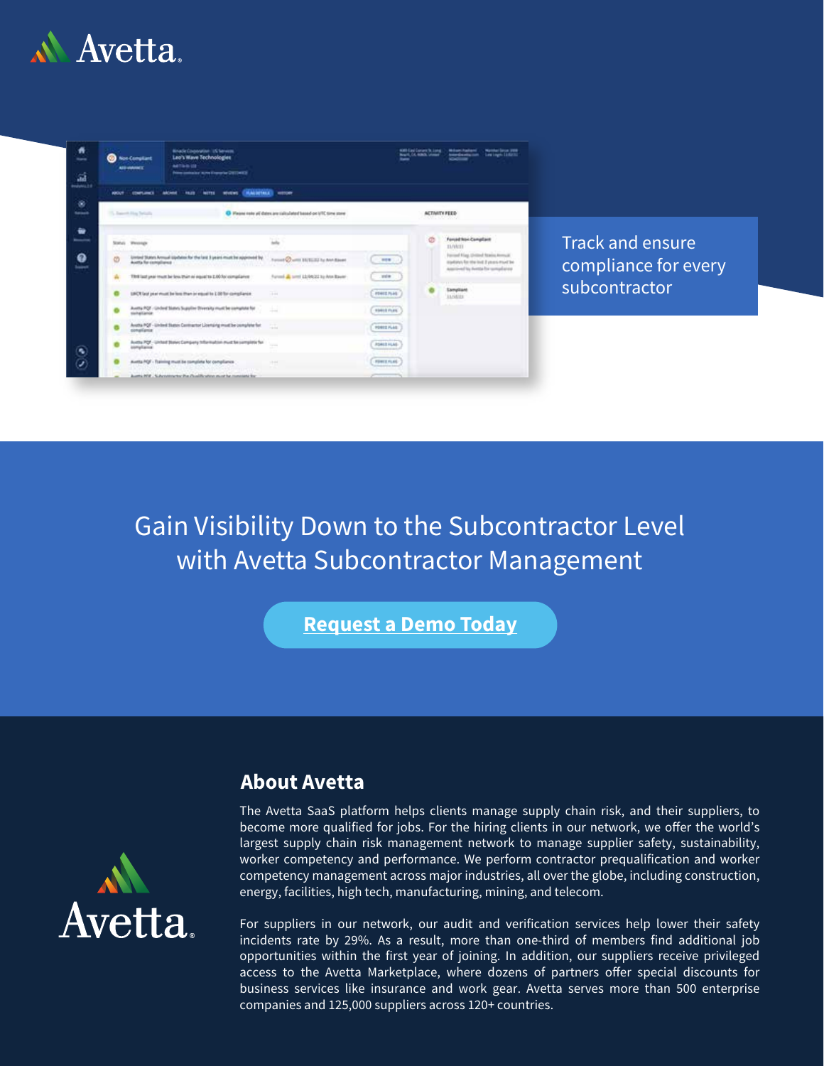Track and ensure compliance for every subcontractor

# Gain Visibility Down to the Subcontractor Level with Avetta Subcontractor Management

**Request a Demo Today**

## About Avetta

The Avetta SaaS platform helps clients manage supply chain risk, and their suppliers, to become more qualified for jobs. For the hiring clients in our network, we offer the world's largest supply chain risk management network to manage supplier safety, sustainability, worker competency and performance. We perform contractor prequalification and worker competency management across major industries, all over the globe, including construction, energy, facilities, high tech, manufacturing, mining, and telecom.

For suppliers in our network, our audit and verification services help lower their safety incidents rate by 29%. As a result, more than one-third of members find additional job opportunities within the first year of joining. In addition, our suppliers receive privileged access to the Avetta Marketplace, where dozens of partners offer special discounts for business services like insurance and work gear. Avetta serves more than 500 enterprise companies and 125,000 suppliers across 120+ countries.